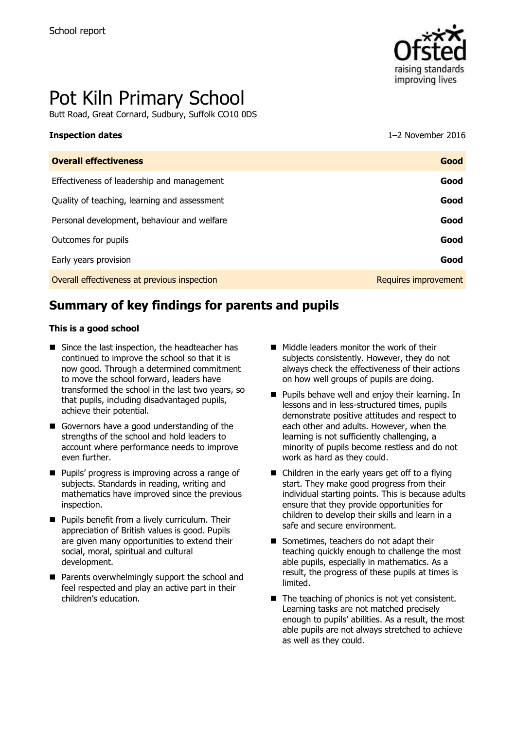School report

# Pot Kiln Primary School

Butt Road, Great Cornard, Sudbury, Suffolk CO10 0DS

| **Inspection dates** | 1–2 November 2016 |
|---|---|
| **Overall effectiveness** | **Good** |
| Effectiveness of leadership and management | **Good** |
| Quality of teaching, learning and assessment | **Good** |
| Personal development, behaviour and welfare | **Good** |
| Outcomes for pupils | **Good** |
| Early years provision | **Good** |
| Overall effectiveness at previous inspection | Requires improvement |

## Summary of key findings for parents and pupils

**This is a good school**

- Since the last inspection, the headteacher has continued to improve the school so that it is now good. Through a determined commitment to move the school forward, leaders have transformed the school in the last two years, so that pupils, including disadvantaged pupils, achieve their potential.
- Governors have a good understanding of the strengths of the school and hold leaders to account where performance needs to improve even further.
- Pupils' progress is improving across a range of subjects. Standards in reading, writing and mathematics have improved since the previous inspection.
- Pupils benefit from a lively curriculum. Their appreciation of British values is good. Pupils are given many opportunities to extend their social, moral, spiritual and cultural development.
- Parents overwhelmingly support the school and feel respected and play an active part in their children's education.
- Middle leaders monitor the work of their subjects consistently. However, they do not always check the effectiveness of their actions on how well groups of pupils are doing.
- Pupils behave well and enjoy their learning. In lessons and in less-structured times, pupils demonstrate positive attitudes and respect to each other and adults. However, when the learning is not sufficiently challenging, a minority of pupils become restless and do not work as hard as they could.
- Children in the early years get off to a flying start. They make good progress from their individual starting points. This is because adults ensure that they provide opportunities for children to develop their skills and learn in a safe and secure environment.
- Sometimes, teachers do not adapt their teaching quickly enough to challenge the most able pupils, especially in mathematics. As a result, the progress of these pupils at times is limited.
- The teaching of phonics is not yet consistent. Learning tasks are not matched precisely enough to pupils' abilities. As a result, the most able pupils are not always stretched to achieve as well as they could.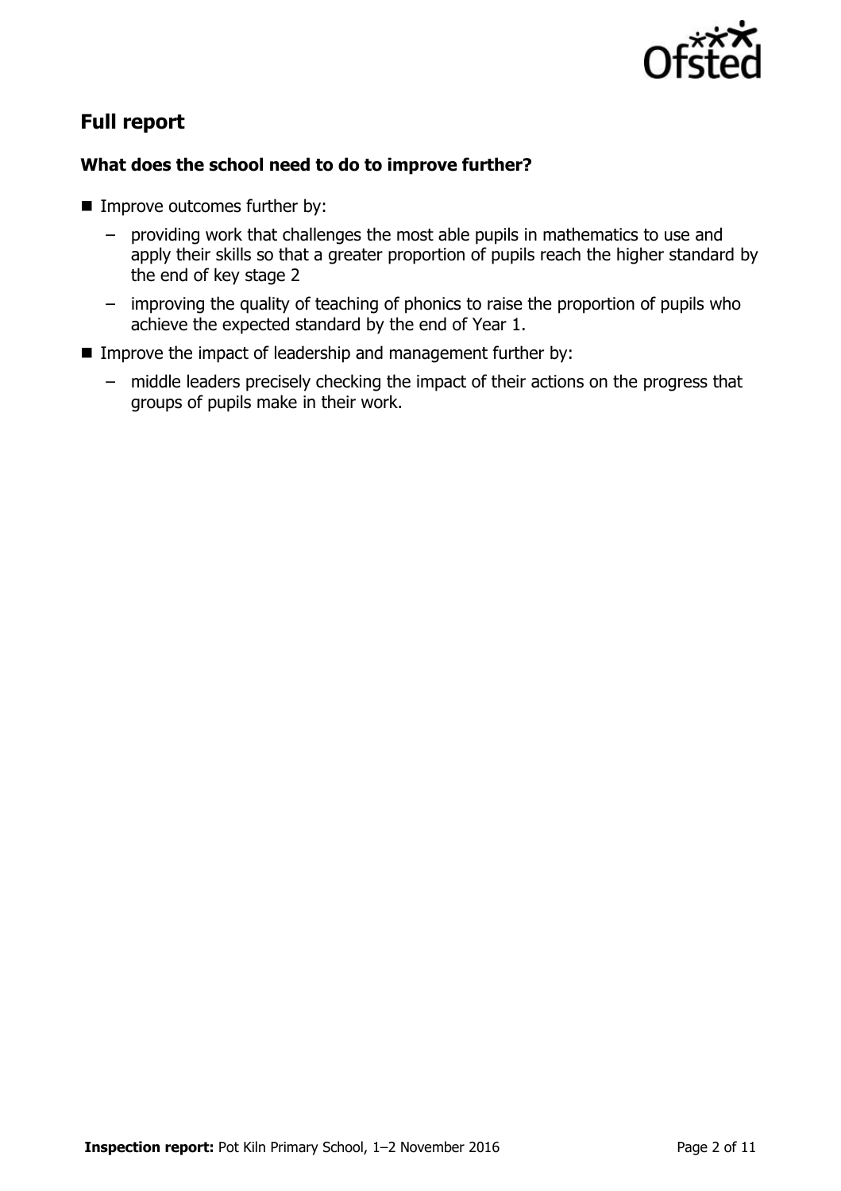## Full report

### What does the school need to do to improve further?

- Improve outcomes further by:
  - providing work that challenges the most able pupils in mathematics to use and apply their skills so that a greater proportion of pupils reach the higher standard by the end of key stage 2
  - improving the quality of teaching of phonics to raise the proportion of pupils who achieve the expected standard by the end of Year 1.
- Improve the impact of leadership and management further by:
  - middle leaders precisely checking the impact of their actions on the progress that groups of pupils make in their work.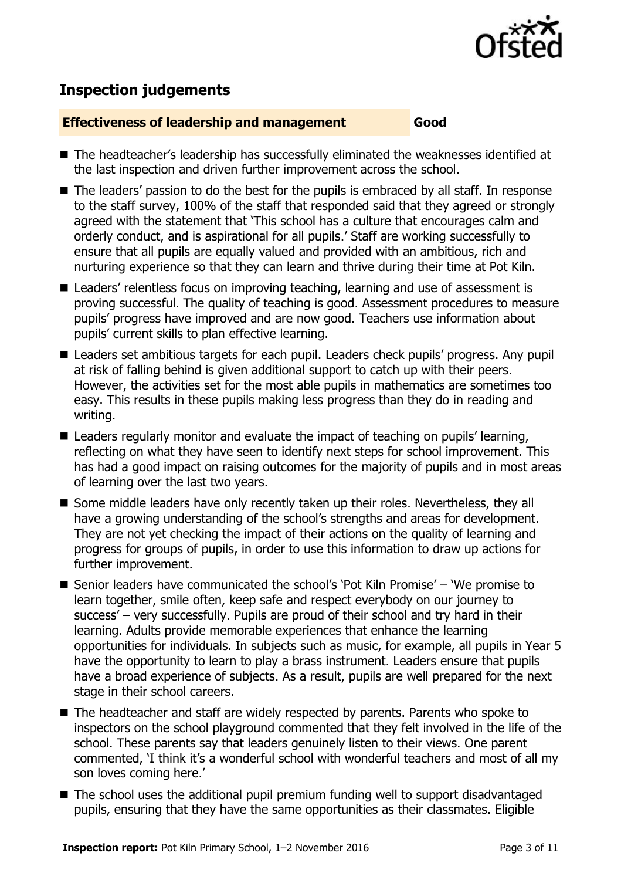## Inspection judgements

**Effectiveness of leadership and management** **Good**

- The headteacher's leadership has successfully eliminated the weaknesses identified at the last inspection and driven further improvement across the school.
- The leaders' passion to do the best for the pupils is embraced by all staff. In response to the staff survey, 100% of the staff that responded said that they agreed or strongly agreed with the statement that 'This school has a culture that encourages calm and orderly conduct, and is aspirational for all pupils.' Staff are working successfully to ensure that all pupils are equally valued and provided with an ambitious, rich and nurturing experience so that they can learn and thrive during their time at Pot Kiln.
- Leaders' relentless focus on improving teaching, learning and use of assessment is proving successful. The quality of teaching is good. Assessment procedures to measure pupils' progress have improved and are now good. Teachers use information about pupils' current skills to plan effective learning.
- Leaders set ambitious targets for each pupil. Leaders check pupils' progress. Any pupil at risk of falling behind is given additional support to catch up with their peers. However, the activities set for the most able pupils in mathematics are sometimes too easy. This results in these pupils making less progress than they do in reading and writing.
- Leaders regularly monitor and evaluate the impact of teaching on pupils' learning, reflecting on what they have seen to identify next steps for school improvement. This has had a good impact on raising outcomes for the majority of pupils and in most areas of learning over the last two years.
- Some middle leaders have only recently taken up their roles. Nevertheless, they all have a growing understanding of the school's strengths and areas for development. They are not yet checking the impact of their actions on the quality of learning and progress for groups of pupils, in order to use this information to draw up actions for further improvement.
- Senior leaders have communicated the school's 'Pot Kiln Promise' – 'We promise to learn together, smile often, keep safe and respect everybody on our journey to success' – very successfully. Pupils are proud of their school and try hard in their learning. Adults provide memorable experiences that enhance the learning opportunities for individuals. In subjects such as music, for example, all pupils in Year 5 have the opportunity to learn to play a brass instrument. Leaders ensure that pupils have a broad experience of subjects. As a result, pupils are well prepared for the next stage in their school careers.
- The headteacher and staff are widely respected by parents. Parents who spoke to inspectors on the school playground commented that they felt involved in the life of the school. These parents say that leaders genuinely listen to their views. One parent commented, 'I think it's a wonderful school with wonderful teachers and most of all my son loves coming here.'
- The school uses the additional pupil premium funding well to support disadvantaged pupils, ensuring that they have the same opportunities as their classmates. Eligible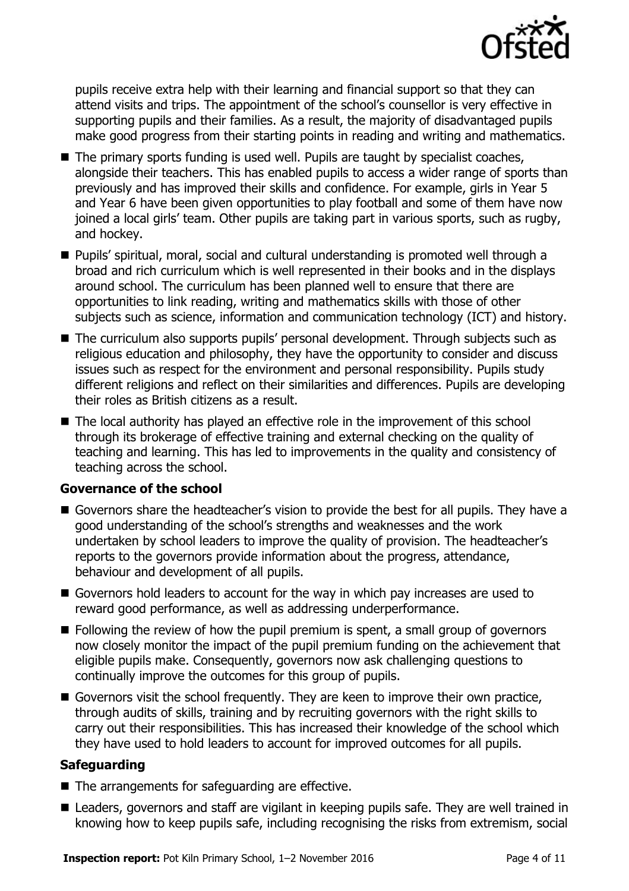pupils receive extra help with their learning and financial support so that they can attend visits and trips. The appointment of the school's counsellor is very effective in supporting pupils and their families. As a result, the majority of disadvantaged pupils make good progress from their starting points in reading and writing and mathematics.

- The primary sports funding is used well. Pupils are taught by specialist coaches, alongside their teachers. This has enabled pupils to access a wider range of sports than previously and has improved their skills and confidence. For example, girls in Year 5 and Year 6 have been given opportunities to play football and some of them have now joined a local girls' team. Other pupils are taking part in various sports, such as rugby, and hockey.
- Pupils' spiritual, moral, social and cultural understanding is promoted well through a broad and rich curriculum which is well represented in their books and in the displays around school. The curriculum has been planned well to ensure that there are opportunities to link reading, writing and mathematics skills with those of other subjects such as science, information and communication technology (ICT) and history.
- The curriculum also supports pupils' personal development. Through subjects such as religious education and philosophy, they have the opportunity to consider and discuss issues such as respect for the environment and personal responsibility. Pupils study different religions and reflect on their similarities and differences. Pupils are developing their roles as British citizens as a result.
- The local authority has played an effective role in the improvement of this school through its brokerage of effective training and external checking on the quality of teaching and learning. This has led to improvements in the quality and consistency of teaching across the school.

**Governance of the school**

- Governors share the headteacher's vision to provide the best for all pupils. They have a good understanding of the school's strengths and weaknesses and the work undertaken by school leaders to improve the quality of provision. The headteacher's reports to the governors provide information about the progress, attendance, behaviour and development of all pupils.
- Governors hold leaders to account for the way in which pay increases are used to reward good performance, as well as addressing underperformance.
- Following the review of how the pupil premium is spent, a small group of governors now closely monitor the impact of the pupil premium funding on the achievement that eligible pupils make. Consequently, governors now ask challenging questions to continually improve the outcomes for this group of pupils.
- Governors visit the school frequently. They are keen to improve their own practice, through audits of skills, training and by recruiting governors with the right skills to carry out their responsibilities. This has increased their knowledge of the school which they have used to hold leaders to account for improved outcomes for all pupils.

**Safeguarding**

- The arrangements for safeguarding are effective.
- Leaders, governors and staff are vigilant in keeping pupils safe. They are well trained in knowing how to keep pupils safe, including recognising the risks from extremism, social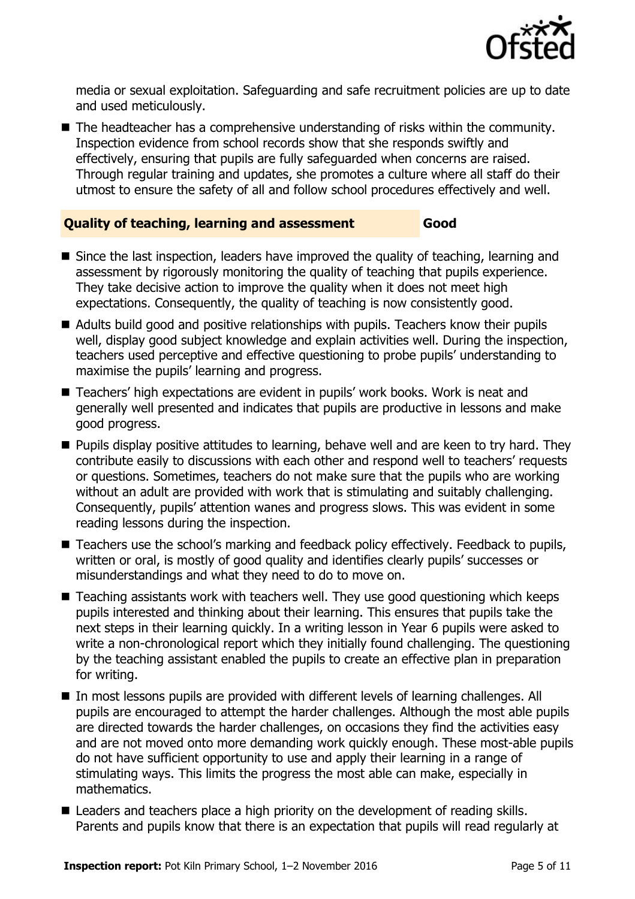media or sexual exploitation. Safeguarding and safe recruitment policies are up to date and used meticulously.

- The headteacher has a comprehensive understanding of risks within the community. Inspection evidence from school records show that she responds swiftly and effectively, ensuring that pupils are fully safeguarded when concerns are raised. Through regular training and updates, she promotes a culture where all staff do their utmost to ensure the safety of all and follow school procedures effectively and well.

## Quality of teaching, learning and assessment — Good

- Since the last inspection, leaders have improved the quality of teaching, learning and assessment by rigorously monitoring the quality of teaching that pupils experience. They take decisive action to improve the quality when it does not meet high expectations. Consequently, the quality of teaching is now consistently good.
- Adults build good and positive relationships with pupils. Teachers know their pupils well, display good subject knowledge and explain activities well. During the inspection, teachers used perceptive and effective questioning to probe pupils' understanding to maximise the pupils' learning and progress.
- Teachers' high expectations are evident in pupils' work books. Work is neat and generally well presented and indicates that pupils are productive in lessons and make good progress.
- Pupils display positive attitudes to learning, behave well and are keen to try hard. They contribute easily to discussions with each other and respond well to teachers' requests or questions. Sometimes, teachers do not make sure that the pupils who are working without an adult are provided with work that is stimulating and suitably challenging. Consequently, pupils' attention wanes and progress slows. This was evident in some reading lessons during the inspection.
- Teachers use the school's marking and feedback policy effectively. Feedback to pupils, written or oral, is mostly of good quality and identifies clearly pupils' successes or misunderstandings and what they need to do to move on.
- Teaching assistants work with teachers well. They use good questioning which keeps pupils interested and thinking about their learning. This ensures that pupils take the next steps in their learning quickly. In a writing lesson in Year 6 pupils were asked to write a non-chronological report which they initially found challenging. The questioning by the teaching assistant enabled the pupils to create an effective plan in preparation for writing.
- In most lessons pupils are provided with different levels of learning challenges. All pupils are encouraged to attempt the harder challenges. Although the most able pupils are directed towards the harder challenges, on occasions they find the activities easy and are not moved onto more demanding work quickly enough. These most-able pupils do not have sufficient opportunity to use and apply their learning in a range of stimulating ways. This limits the progress the most able can make, especially in mathematics.
- Leaders and teachers place a high priority on the development of reading skills. Parents and pupils know that there is an expectation that pupils will read regularly at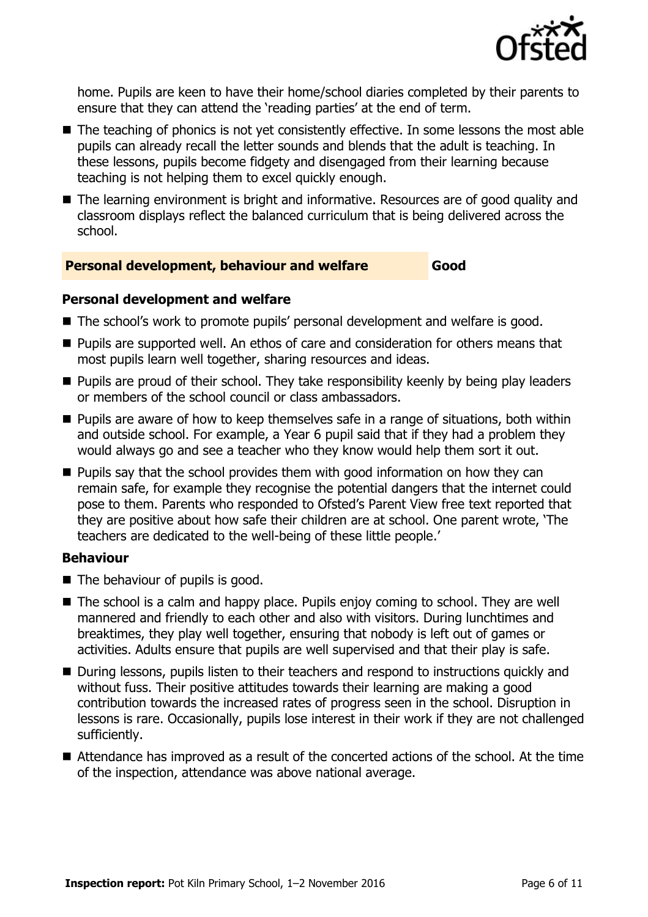home. Pupils are keen to have their home/school diaries completed by their parents to ensure that they can attend the 'reading parties' at the end of term.

- The teaching of phonics is not yet consistently effective. In some lessons the most able pupils can already recall the letter sounds and blends that the adult is teaching. In these lessons, pupils become fidgety and disengaged from their learning because teaching is not helping them to excel quickly enough.
- The learning environment is bright and informative. Resources are of good quality and classroom displays reflect the balanced curriculum that is being delivered across the school.

## Personal development, behaviour and welfare — Good

### Personal development and welfare

- The school's work to promote pupils' personal development and welfare is good.
- Pupils are supported well. An ethos of care and consideration for others means that most pupils learn well together, sharing resources and ideas.
- Pupils are proud of their school. They take responsibility keenly by being play leaders or members of the school council or class ambassadors.
- Pupils are aware of how to keep themselves safe in a range of situations, both within and outside school. For example, a Year 6 pupil said that if they had a problem they would always go and see a teacher who they know would help them sort it out.
- Pupils say that the school provides them with good information on how they can remain safe, for example they recognise the potential dangers that the internet could pose to them. Parents who responded to Ofsted's Parent View free text reported that they are positive about how safe their children are at school. One parent wrote, 'The teachers are dedicated to the well-being of these little people.'

### Behaviour

- The behaviour of pupils is good.
- The school is a calm and happy place. Pupils enjoy coming to school. They are well mannered and friendly to each other and also with visitors. During lunchtimes and breaktimes, they play well together, ensuring that nobody is left out of games or activities. Adults ensure that pupils are well supervised and that their play is safe.
- During lessons, pupils listen to their teachers and respond to instructions quickly and without fuss. Their positive attitudes towards their learning are making a good contribution towards the increased rates of progress seen in the school. Disruption in lessons is rare. Occasionally, pupils lose interest in their work if they are not challenged sufficiently.
- Attendance has improved as a result of the concerted actions of the school. At the time of the inspection, attendance was above national average.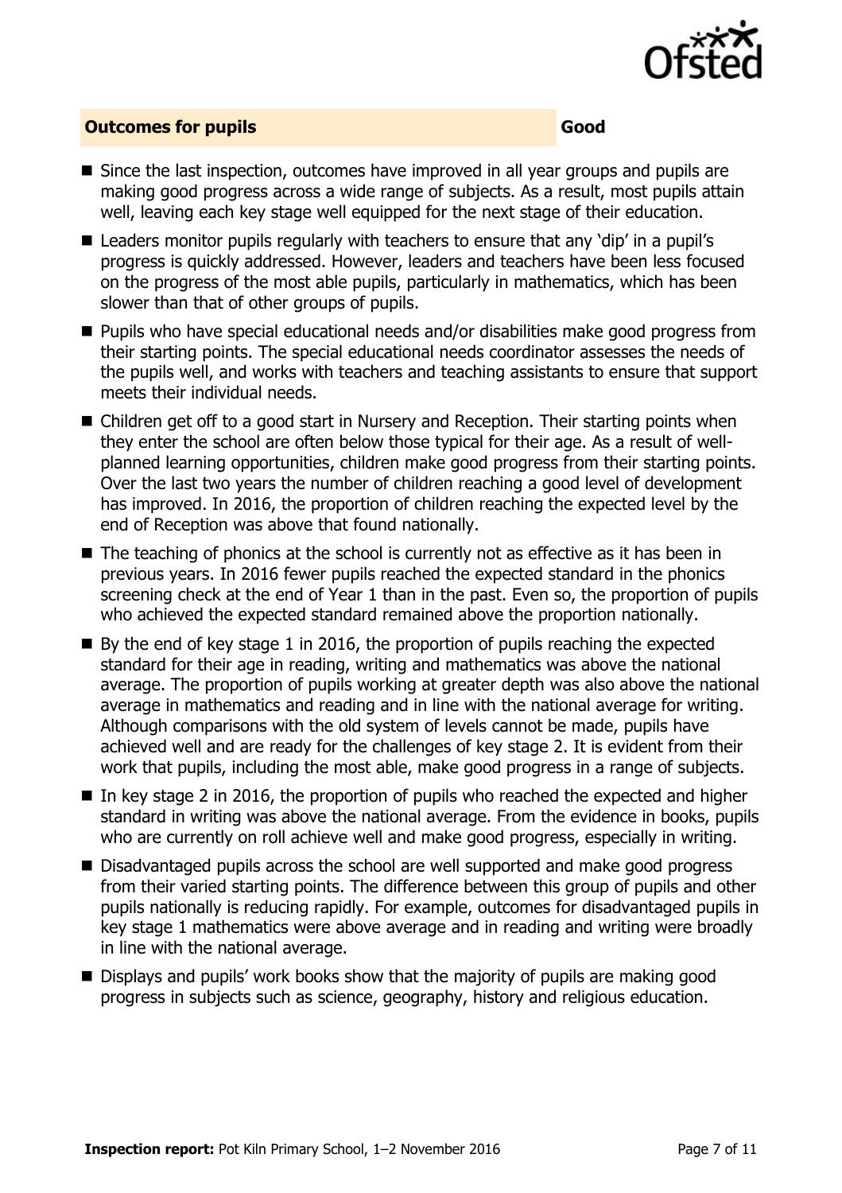## Outcomes for pupils — Good

- Since the last inspection, outcomes have improved in all year groups and pupils are making good progress across a wide range of subjects. As a result, most pupils attain well, leaving each key stage well equipped for the next stage of their education.
- Leaders monitor pupils regularly with teachers to ensure that any 'dip' in a pupil's progress is quickly addressed. However, leaders and teachers have been less focused on the progress of the most able pupils, particularly in mathematics, which has been slower than that of other groups of pupils.
- Pupils who have special educational needs and/or disabilities make good progress from their starting points. The special educational needs coordinator assesses the needs of the pupils well, and works with teachers and teaching assistants to ensure that support meets their individual needs.
- Children get off to a good start in Nursery and Reception. Their starting points when they enter the school are often below those typical for their age. As a result of well-planned learning opportunities, children make good progress from their starting points. Over the last two years the number of children reaching a good level of development has improved. In 2016, the proportion of children reaching the expected level by the end of Reception was above that found nationally.
- The teaching of phonics at the school is currently not as effective as it has been in previous years. In 2016 fewer pupils reached the expected standard in the phonics screening check at the end of Year 1 than in the past. Even so, the proportion of pupils who achieved the expected standard remained above the proportion nationally.
- By the end of key stage 1 in 2016, the proportion of pupils reaching the expected standard for their age in reading, writing and mathematics was above the national average. The proportion of pupils working at greater depth was also above the national average in mathematics and reading and in line with the national average for writing. Although comparisons with the old system of levels cannot be made, pupils have achieved well and are ready for the challenges of key stage 2. It is evident from their work that pupils, including the most able, make good progress in a range of subjects.
- In key stage 2 in 2016, the proportion of pupils who reached the expected and higher standard in writing was above the national average. From the evidence in books, pupils who are currently on roll achieve well and make good progress, especially in writing.
- Disadvantaged pupils across the school are well supported and make good progress from their varied starting points. The difference between this group of pupils and other pupils nationally is reducing rapidly. For example, outcomes for disadvantaged pupils in key stage 1 mathematics were above average and in reading and writing were broadly in line with the national average.
- Displays and pupils' work books show that the majority of pupils are making good progress in subjects such as science, geography, history and religious education.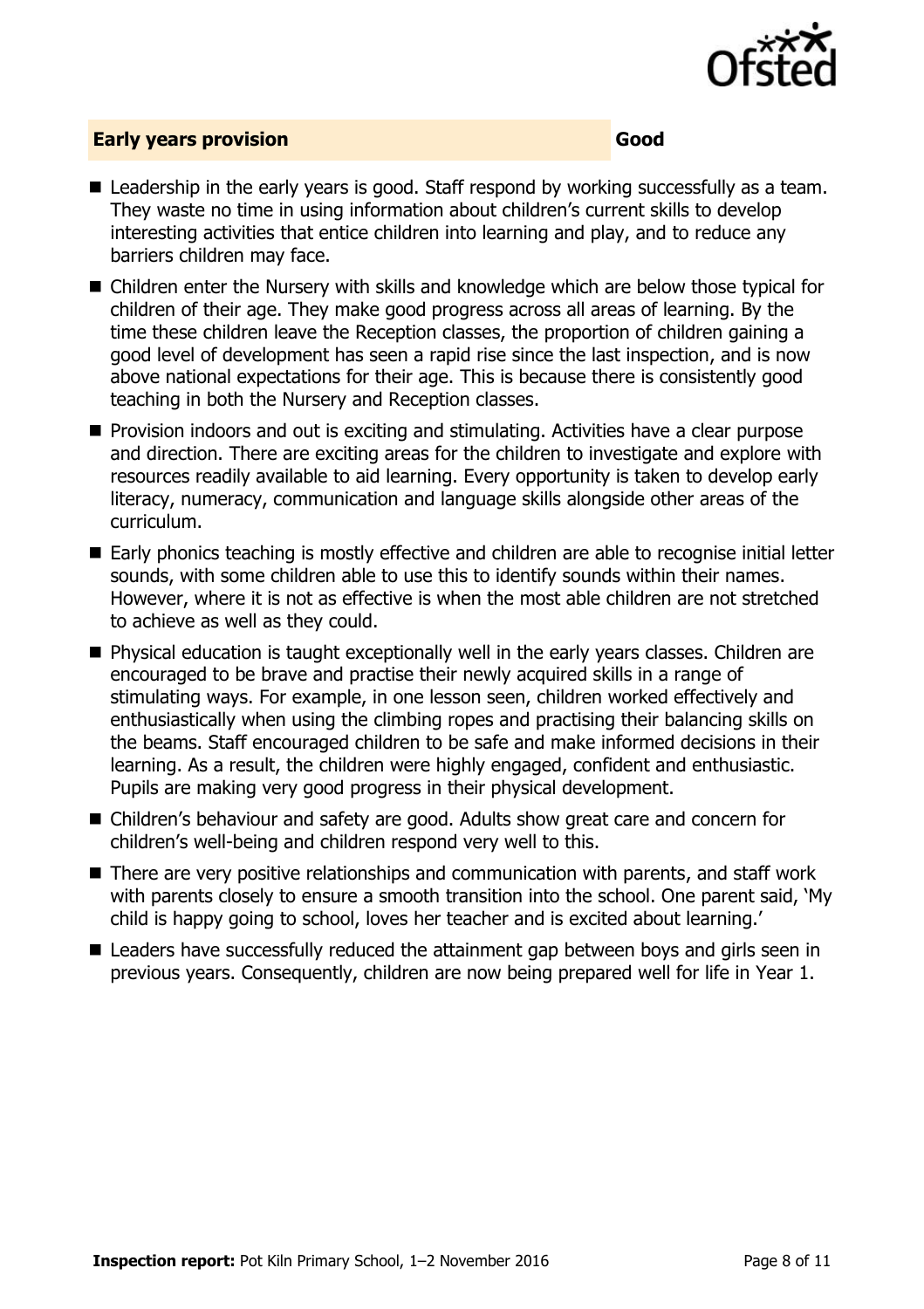## Early years provision **Good**

- Leadership in the early years is good. Staff respond by working successfully as a team. They waste no time in using information about children's current skills to develop interesting activities that entice children into learning and play, and to reduce any barriers children may face.
- Children enter the Nursery with skills and knowledge which are below those typical for children of their age. They make good progress across all areas of learning. By the time these children leave the Reception classes, the proportion of children gaining a good level of development has seen a rapid rise since the last inspection, and is now above national expectations for their age. This is because there is consistently good teaching in both the Nursery and Reception classes.
- Provision indoors and out is exciting and stimulating. Activities have a clear purpose and direction. There are exciting areas for the children to investigate and explore with resources readily available to aid learning. Every opportunity is taken to develop early literacy, numeracy, communication and language skills alongside other areas of the curriculum.
- Early phonics teaching is mostly effective and children are able to recognise initial letter sounds, with some children able to use this to identify sounds within their names. However, where it is not as effective is when the most able children are not stretched to achieve as well as they could.
- Physical education is taught exceptionally well in the early years classes. Children are encouraged to be brave and practise their newly acquired skills in a range of stimulating ways. For example, in one lesson seen, children worked effectively and enthusiastically when using the climbing ropes and practising their balancing skills on the beams. Staff encouraged children to be safe and make informed decisions in their learning. As a result, the children were highly engaged, confident and enthusiastic. Pupils are making very good progress in their physical development.
- Children's behaviour and safety are good. Adults show great care and concern for children's well-being and children respond very well to this.
- There are very positive relationships and communication with parents, and staff work with parents closely to ensure a smooth transition into the school. One parent said, 'My child is happy going to school, loves her teacher and is excited about learning.'
- Leaders have successfully reduced the attainment gap between boys and girls seen in previous years. Consequently, children are now being prepared well for life in Year 1.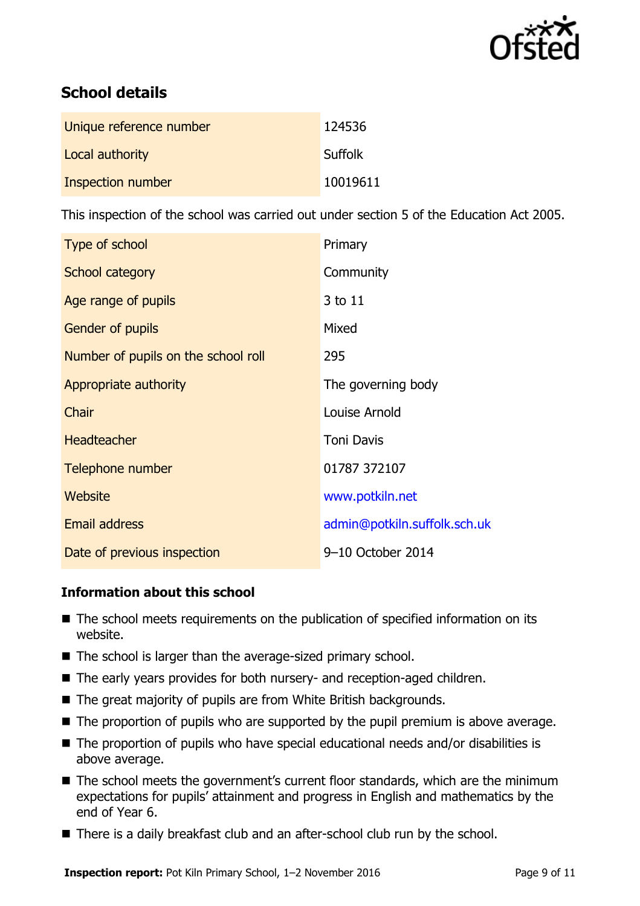## School details

| | |
|---|---|
| Unique reference number | 124536 |
| Local authority | Suffolk |
| Inspection number | 10019611 |

This inspection of the school was carried out under section 5 of the Education Act 2005.

| | |
|---|---|
| Type of school | Primary |
| School category | Community |
| Age range of pupils | 3 to 11 |
| Gender of pupils | Mixed |
| Number of pupils on the school roll | 295 |
| Appropriate authority | The governing body |
| Chair | Louise Arnold |
| Headteacher | Toni Davis |
| Telephone number | 01787 372107 |
| Website | www.potkiln.net |
| Email address | admin@potkiln.suffolk.sch.uk |
| Date of previous inspection | 9–10 October 2014 |

### Information about this school

- The school meets requirements on the publication of specified information on its website.
- The school is larger than the average-sized primary school.
- The early years provides for both nursery- and reception-aged children.
- The great majority of pupils are from White British backgrounds.
- The proportion of pupils who are supported by the pupil premium is above average.
- The proportion of pupils who have special educational needs and/or disabilities is above average.
- The school meets the government's current floor standards, which are the minimum expectations for pupils' attainment and progress in English and mathematics by the end of Year 6.
- There is a daily breakfast club and an after-school club run by the school.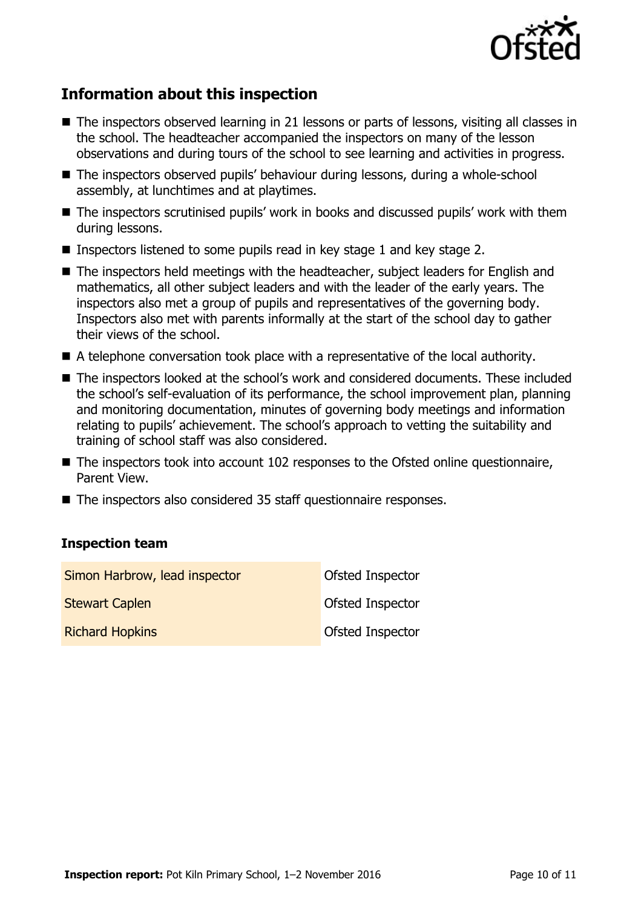## Information about this inspection

- The inspectors observed learning in 21 lessons or parts of lessons, visiting all classes in the school. The headteacher accompanied the inspectors on many of the lesson observations and during tours of the school to see learning and activities in progress.
- The inspectors observed pupils' behaviour during lessons, during a whole-school assembly, at lunchtimes and at playtimes.
- The inspectors scrutinised pupils' work in books and discussed pupils' work with them during lessons.
- Inspectors listened to some pupils read in key stage 1 and key stage 2.
- The inspectors held meetings with the headteacher, subject leaders for English and mathematics, all other subject leaders and with the leader of the early years. The inspectors also met a group of pupils and representatives of the governing body. Inspectors also met with parents informally at the start of the school day to gather their views of the school.
- A telephone conversation took place with a representative of the local authority.
- The inspectors looked at the school's work and considered documents. These included the school's self-evaluation of its performance, the school improvement plan, planning and monitoring documentation, minutes of governing body meetings and information relating to pupils' achievement. The school's approach to vetting the suitability and training of school staff was also considered.
- The inspectors took into account 102 responses to the Ofsted online questionnaire, Parent View.
- The inspectors also considered 35 staff questionnaire responses.

### Inspection team

| | |
|---|---|
| Simon Harbrow, lead inspector | Ofsted Inspector |
| Stewart Caplen | Ofsted Inspector |
| Richard Hopkins | Ofsted Inspector |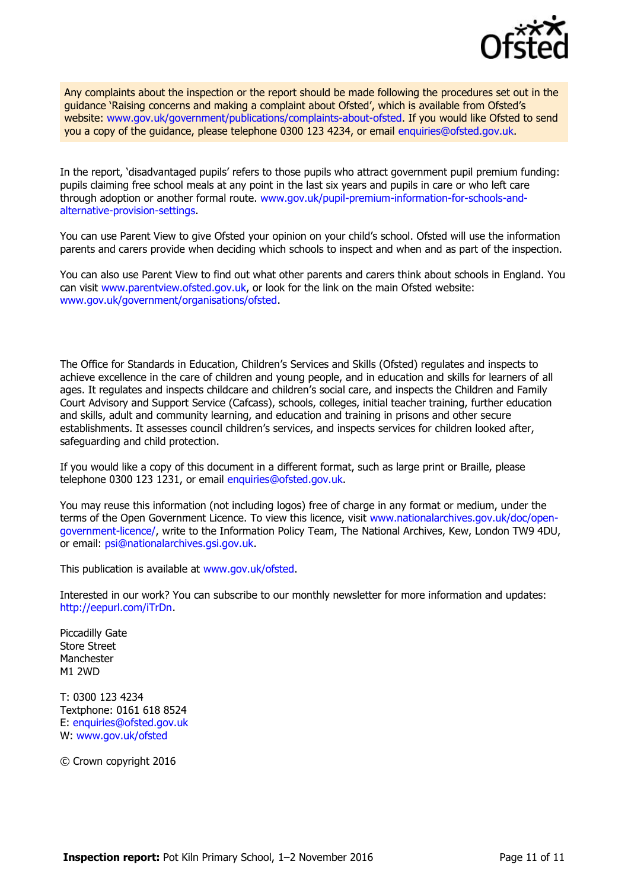Any complaints about the inspection or the report should be made following the procedures set out in the guidance 'Raising concerns and making a complaint about Ofsted', which is available from Ofsted's website: www.gov.uk/government/publications/complaints-about-ofsted. If you would like Ofsted to send you a copy of the guidance, please telephone 0300 123 4234, or email enquiries@ofsted.gov.uk.

In the report, 'disadvantaged pupils' refers to those pupils who attract government pupil premium funding: pupils claiming free school meals at any point in the last six years and pupils in care or who left care through adoption or another formal route. www.gov.uk/pupil-premium-information-for-schools-and-alternative-provision-settings.

You can use Parent View to give Ofsted your opinion on your child's school. Ofsted will use the information parents and carers provide when deciding which schools to inspect and when and as part of the inspection.

You can also use Parent View to find out what other parents and carers think about schools in England. You can visit www.parentview.ofsted.gov.uk, or look for the link on the main Ofsted website: www.gov.uk/government/organisations/ofsted.

The Office for Standards in Education, Children's Services and Skills (Ofsted) regulates and inspects to achieve excellence in the care of children and young people, and in education and skills for learners of all ages. It regulates and inspects childcare and children's social care, and inspects the Children and Family Court Advisory and Support Service (Cafcass), schools, colleges, initial teacher training, further education and skills, adult and community learning, and education and training in prisons and other secure establishments. It assesses council children's services, and inspects services for children looked after, safeguarding and child protection.

If you would like a copy of this document in a different format, such as large print or Braille, please telephone 0300 123 1231, or email enquiries@ofsted.gov.uk.

You may reuse this information (not including logos) free of charge in any format or medium, under the terms of the Open Government Licence. To view this licence, visit www.nationalarchives.gov.uk/doc/open-government-licence/, write to the Information Policy Team, The National Archives, Kew, London TW9 4DU, or email: psi@nationalarchives.gsi.gov.uk.

This publication is available at www.gov.uk/ofsted.

Interested in our work? You can subscribe to our monthly newsletter for more information and updates: http://eepurl.com/iTrDn.

Piccadilly Gate
Store Street
Manchester
M1 2WD

T: 0300 123 4234
Textphone: 0161 618 8524
E: enquiries@ofsted.gov.uk
W: www.gov.uk/ofsted

© Crown copyright 2016